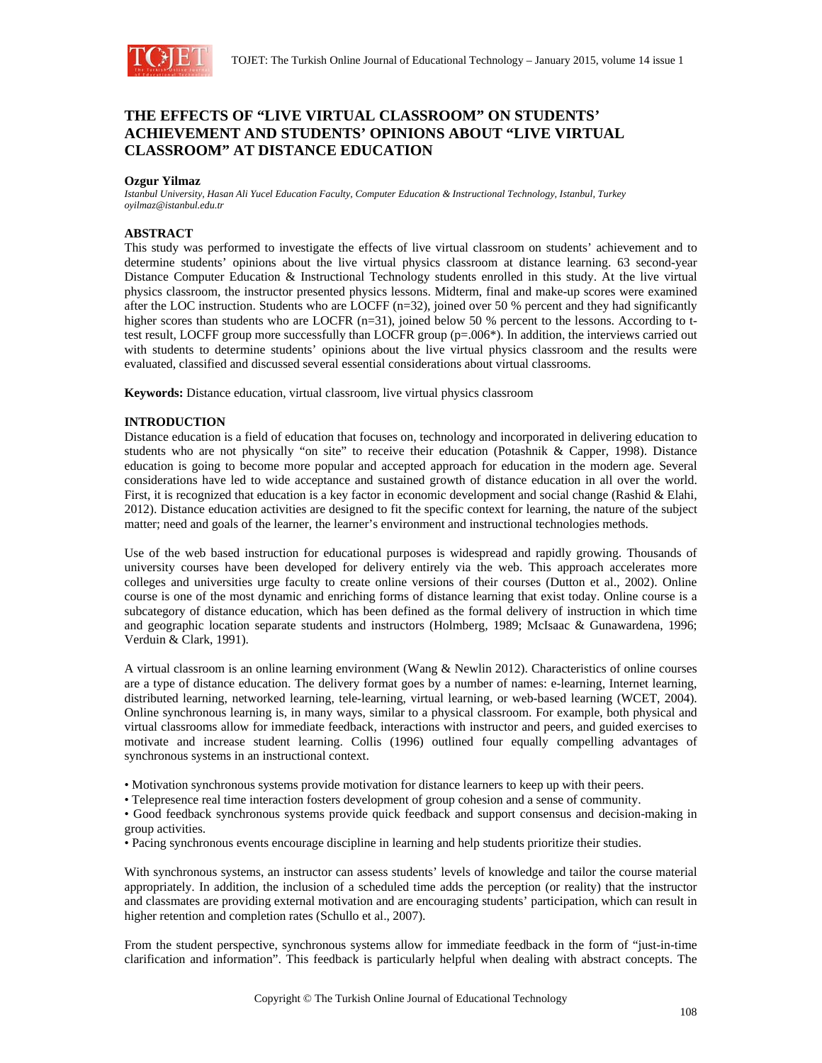# THE EFFECTS OF "LIVE VIRTUAL CLASSROOM" ON STUDENTS' ACHIEVEMENT AND STUDENTS' OPINIONS ABOUT "LIVE VIRTUAL CLASSROOM" AT DISTANCE EDUCATION

**Ozgur Yilmaz**
*Istanbul University, Hasan Ali Yucel Education Faculty, Computer Education & Instructional Technology, Istanbul, Turkey*
*oyilmaz@istanbul.edu.tr*

## ABSTRACT

This study was performed to investigate the effects of live virtual classroom on students' achievement and to determine students' opinions about the live virtual physics classroom at distance learning. 63 second-year Distance Computer Education & Instructional Technology students enrolled in this study. At the live virtual physics classroom, the instructor presented physics lessons. Midterm, final and make-up scores were examined after the LOC instruction. Students who are LOCFF (n=32), joined over 50 % percent and they had significantly higher scores than students who are LOCFR (n=31), joined below 50 % percent to the lessons. According to t-test result, LOCFF group more successfully than LOCFR group (p=.006*). In addition, the interviews carried out with students to determine students' opinions about the live virtual physics classroom and the results were evaluated, classified and discussed several essential considerations about virtual classrooms.

**Keywords:** Distance education, virtual classroom, live virtual physics classroom

## INTRODUCTION

Distance education is a field of education that focuses on, technology and incorporated in delivering education to students who are not physically "on site" to receive their education (Potashnik & Capper, 1998). Distance education is going to become more popular and accepted approach for education in the modern age. Several considerations have led to wide acceptance and sustained growth of distance education in all over the world. First, it is recognized that education is a key factor in economic development and social change (Rashid & Elahi, 2012). Distance education activities are designed to fit the specific context for learning, the nature of the subject matter; need and goals of the learner, the learner's environment and instructional technologies methods.

Use of the web based instruction for educational purposes is widespread and rapidly growing. Thousands of university courses have been developed for delivery entirely via the web. This approach accelerates more colleges and universities urge faculty to create online versions of their courses (Dutton et al., 2002). Online course is one of the most dynamic and enriching forms of distance learning that exist today. Online course is a subcategory of distance education, which has been defined as the formal delivery of instruction in which time and geographic location separate students and instructors (Holmberg, 1989; McIsaac & Gunawardena, 1996; Verduin & Clark, 1991).

A virtual classroom is an online learning environment (Wang & Newlin 2012). Characteristics of online courses are a type of distance education. The delivery format goes by a number of names: e-learning, Internet learning, distributed learning, networked learning, tele-learning, virtual learning, or web-based learning (WCET, 2004). Online synchronous learning is, in many ways, similar to a physical classroom. For example, both physical and virtual classrooms allow for immediate feedback, interactions with instructor and peers, and guided exercises to motivate and increase student learning. Collis (1996) outlined four equally compelling advantages of synchronous systems in an instructional context.

- Motivation synchronous systems provide motivation for distance learners to keep up with their peers.
- Telepresence real time interaction fosters development of group cohesion and a sense of community.
- Good feedback synchronous systems provide quick feedback and support consensus and decision-making in group activities.
- Pacing synchronous events encourage discipline in learning and help students prioritize their studies.

With synchronous systems, an instructor can assess students' levels of knowledge and tailor the course material appropriately. In addition, the inclusion of a scheduled time adds the perception (or reality) that the instructor and classmates are providing external motivation and are encouraging students' participation, which can result in higher retention and completion rates (Schullo et al., 2007).

From the student perspective, synchronous systems allow for immediate feedback in the form of "just-in-time clarification and information". This feedback is particularly helpful when dealing with abstract concepts. The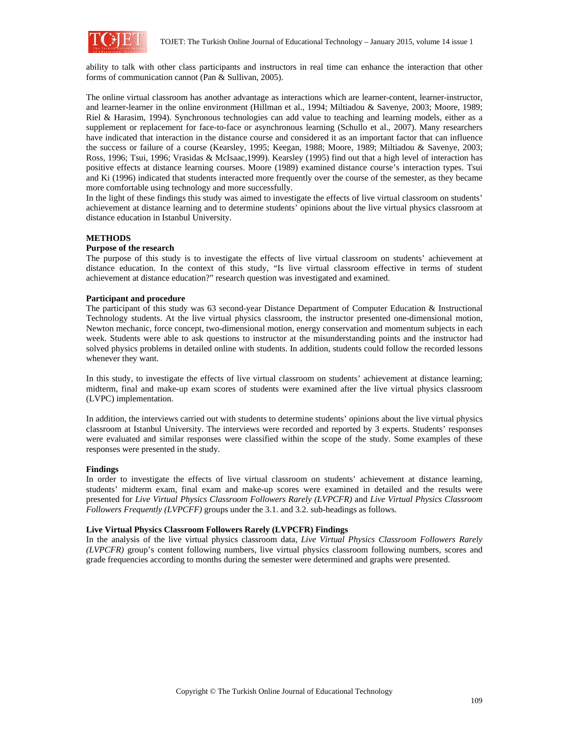ability to talk with other class participants and instructors in real time can enhance the interaction that other forms of communication cannot (Pan & Sullivan, 2005).

The online virtual classroom has another advantage as interactions which are learner-content, learner-instructor, and learner-learner in the online environment (Hillman et al., 1994; Miltiadou & Savenye, 2003; Moore, 1989; Riel & Harasim, 1994). Synchronous technologies can add value to teaching and learning models, either as a supplement or replacement for face-to-face or asynchronous learning (Schullo et al., 2007). Many researchers have indicated that interaction in the distance course and considered it as an important factor that can influence the success or failure of a course (Kearsley, 1995; Keegan, 1988; Moore, 1989; Miltiadou & Savenye, 2003; Ross, 1996; Tsui, 1996; Vrasidas & McIsaac,1999). Kearsley (1995) find out that a high level of interaction has positive effects at distance learning courses. Moore (1989) examined distance course's interaction types. Tsui and Ki (1996) indicated that students interacted more frequently over the course of the semester, as they became more comfortable using technology and more successfully.

In the light of these findings this study was aimed to investigate the effects of live virtual classroom on students' achievement at distance learning and to determine students' opinions about the live virtual physics classroom at distance education in Istanbul University.

## METHODS

### Purpose of the research

The purpose of this study is to investigate the effects of live virtual classroom on students' achievement at distance education. In the context of this study, "Is live virtual classroom effective in terms of student achievement at distance education?" research question was investigated and examined.

### Participant and procedure

The participant of this study was 63 second-year Distance Department of Computer Education & Instructional Technology students. At the live virtual physics classroom, the instructor presented one-dimensional motion, Newton mechanic, force concept, two-dimensional motion, energy conservation and momentum subjects in each week. Students were able to ask questions to instructor at the misunderstanding points and the instructor had solved physics problems in detailed online with students. In addition, students could follow the recorded lessons whenever they want.

In this study, to investigate the effects of live virtual classroom on students' achievement at distance learning; midterm, final and make-up exam scores of students were examined after the live virtual physics classroom (LVPC) implementation.

In addition, the interviews carried out with students to determine students' opinions about the live virtual physics classroom at Istanbul University. The interviews were recorded and reported by 3 experts. Students' responses were evaluated and similar responses were classified within the scope of the study. Some examples of these responses were presented in the study.

### Findings

In order to investigate the effects of live virtual classroom on students' achievement at distance learning, students' midterm exam, final exam and make-up scores were examined in detailed and the results were presented for *Live Virtual Physics Classroom Followers Rarely (LVPCFR)* and *Live Virtual Physics Classroom Followers Frequently (LVPCFF)* groups under the 3.1. and 3.2. sub-headings as follows.

### Live Virtual Physics Classroom Followers Rarely (LVPCFR) Findings

In the analysis of the live virtual physics classroom data, *Live Virtual Physics Classroom Followers Rarely (LVPCFR)* group's content following numbers, live virtual physics classroom following numbers, scores and grade frequencies according to months during the semester were determined and graphs were presented.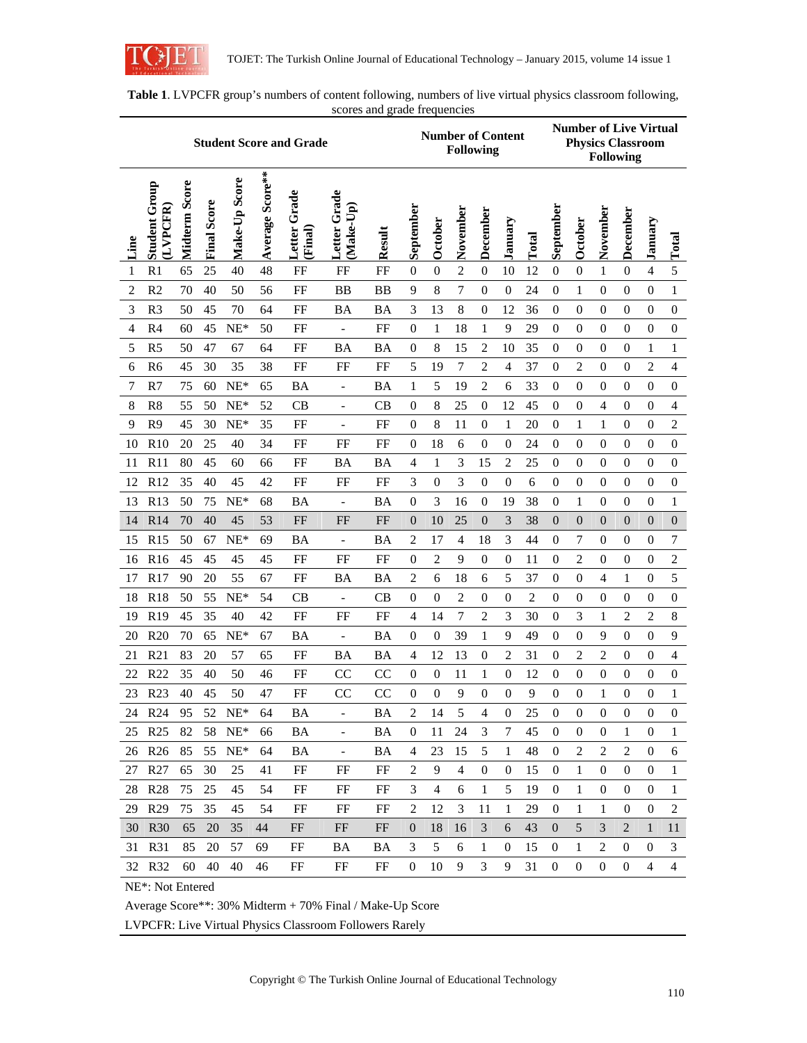**Table 1**. LVPCFR group's numbers of content following, numbers of live virtual physics classroom following, scores and grade frequencies

| Student Score and Grade | | | | | | | | | Number of Content Following | | | | | | Number of Live Virtual Physics Classroom Following | | | | | |
|---|---|---|---|---|---|---|---|---|---|---|---|---|---|---|---|---|---|---|---|---|
| Line | Student Group (LVPCFR) | Midterm Score | Final Score | Make-Up Score | Average Score** | Letter Grade (Final) | Letter Grade (Make-Up) | Result | September | October | November | December | January | Total | September | October | November | December | January | Total |
| 1 | R1 | 65 | 25 | 40 | 48 | FF | FF | FF | 0 | 0 | 2 | 0 | 10 | 12 | 0 | 0 | 1 | 0 | 4 | 5 |
| 2 | R2 | 70 | 40 | 50 | 56 | FF | BB | BB | 9 | 8 | 7 | 0 | 0 | 24 | 0 | 1 | 0 | 0 | 0 | 1 |
| 3 | R3 | 50 | 45 | 70 | 64 | FF | BA | BA | 3 | 13 | 8 | 0 | 12 | 36 | 0 | 0 | 0 | 0 | 0 | 0 |
| 4 | R4 | 60 | 45 | NE* | 50 | FF | - | FF | 0 | 1 | 18 | 1 | 9 | 29 | 0 | 0 | 0 | 0 | 0 | 0 |
| 5 | R5 | 50 | 47 | 67 | 64 | FF | BA | BA | 0 | 8 | 15 | 2 | 10 | 35 | 0 | 0 | 0 | 0 | 1 | 1 |
| 6 | R6 | 45 | 30 | 35 | 38 | FF | FF | FF | 5 | 19 | 7 | 2 | 4 | 37 | 0 | 2 | 0 | 0 | 2 | 4 |
| 7 | R7 | 75 | 60 | NE* | 65 | BA | - | BA | 1 | 5 | 19 | 2 | 6 | 33 | 0 | 0 | 0 | 0 | 0 | 0 |
| 8 | R8 | 55 | 50 | NE* | 52 | CB | - | CB | 0 | 8 | 25 | 0 | 12 | 45 | 0 | 0 | 4 | 0 | 0 | 4 |
| 9 | R9 | 45 | 30 | NE* | 35 | FF | - | FF | 0 | 8 | 11 | 0 | 1 | 20 | 0 | 1 | 1 | 0 | 0 | 2 |
| 10 | R10 | 20 | 25 | 40 | 34 | FF | FF | FF | 0 | 18 | 6 | 0 | 0 | 24 | 0 | 0 | 0 | 0 | 0 | 0 |
| 11 | R11 | 80 | 45 | 60 | 66 | FF | BA | BA | 4 | 1 | 3 | 15 | 2 | 25 | 0 | 0 | 0 | 0 | 0 | 0 |
| 12 | R12 | 35 | 40 | 45 | 42 | FF | FF | FF | 3 | 0 | 3 | 0 | 0 | 6 | 0 | 0 | 0 | 0 | 0 | 0 |
| 13 | R13 | 50 | 75 | NE* | 68 | BA | - | BA | 0 | 3 | 16 | 0 | 19 | 38 | 0 | 1 | 0 | 0 | 0 | 1 |
| 14 | R14 | 70 | 40 | 45 | 53 | FF | FF | FF | 0 | 10 | 25 | 0 | 3 | 38 | 0 | 0 | 0 | 0 | 0 | 0 |
| 15 | R15 | 50 | 67 | NE* | 69 | BA | - | BA | 2 | 17 | 4 | 18 | 3 | 44 | 0 | 7 | 0 | 0 | 0 | 7 |
| 16 | R16 | 45 | 45 | 45 | 45 | FF | FF | FF | 0 | 2 | 9 | 0 | 0 | 11 | 0 | 2 | 0 | 0 | 0 | 2 |
| 17 | R17 | 90 | 20 | 55 | 67 | FF | BA | BA | 2 | 6 | 18 | 6 | 5 | 37 | 0 | 0 | 4 | 1 | 0 | 5 |
| 18 | R18 | 50 | 55 | NE* | 54 | CB | - | CB | 0 | 0 | 2 | 0 | 0 | 2 | 0 | 0 | 0 | 0 | 0 | 0 |
| 19 | R19 | 45 | 35 | 40 | 42 | FF | FF | FF | 4 | 14 | 7 | 2 | 3 | 30 | 0 | 3 | 1 | 2 | 2 | 8 |
| 20 | R20 | 70 | 65 | NE* | 67 | BA | - | BA | 0 | 0 | 39 | 1 | 9 | 49 | 0 | 0 | 9 | 0 | 0 | 9 |
| 21 | R21 | 83 | 20 | 57 | 65 | FF | BA | BA | 4 | 12 | 13 | 0 | 2 | 31 | 0 | 2 | 2 | 0 | 0 | 4 |
| 22 | R22 | 35 | 40 | 50 | 46 | FF | CC | CC | 0 | 0 | 11 | 1 | 0 | 12 | 0 | 0 | 0 | 0 | 0 | 0 |
| 23 | R23 | 40 | 45 | 50 | 47 | FF | CC | CC | 0 | 0 | 9 | 0 | 0 | 9 | 0 | 0 | 1 | 0 | 0 | 1 |
| 24 | R24 | 95 | 52 | NE* | 64 | BA | - | BA | 2 | 14 | 5 | 4 | 0 | 25 | 0 | 0 | 0 | 0 | 0 | 0 |
| 25 | R25 | 82 | 58 | NE* | 66 | BA | - | BA | 0 | 11 | 24 | 3 | 7 | 45 | 0 | 0 | 0 | 1 | 0 | 1 |
| 26 | R26 | 85 | 55 | NE* | 64 | BA | - | BA | 4 | 23 | 15 | 5 | 1 | 48 | 0 | 2 | 2 | 2 | 0 | 6 |
| 27 | R27 | 65 | 30 | 25 | 41 | FF | FF | FF | 2 | 9 | 4 | 0 | 0 | 15 | 0 | 1 | 0 | 0 | 0 | 1 |
| 28 | R28 | 75 | 25 | 45 | 54 | FF | FF | FF | 3 | 4 | 6 | 1 | 5 | 19 | 0 | 1 | 0 | 0 | 0 | 1 |
| 29 | R29 | 75 | 35 | 45 | 54 | FF | FF | FF | 2 | 12 | 3 | 11 | 1 | 29 | 0 | 1 | 1 | 0 | 0 | 2 |
| 30 | R30 | 65 | 20 | 35 | 44 | FF | FF | FF | 0 | 18 | 16 | 3 | 6 | 43 | 0 | 5 | 3 | 2 | 1 | 11 |
| 31 | R31 | 85 | 20 | 57 | 69 | FF | BA | BA | 3 | 5 | 6 | 1 | 0 | 15 | 0 | 1 | 2 | 0 | 0 | 3 |
| 32 | R32 | 60 | 40 | 40 | 46 | FF | FF | FF | 0 | 10 | 9 | 3 | 9 | 31 | 0 | 0 | 0 | 0 | 4 | 4 |

NE*: Not Entered

Average Score**: 30% Midterm + 70% Final / Make-Up Score

LVPCFR: Live Virtual Physics Classroom Followers Rarely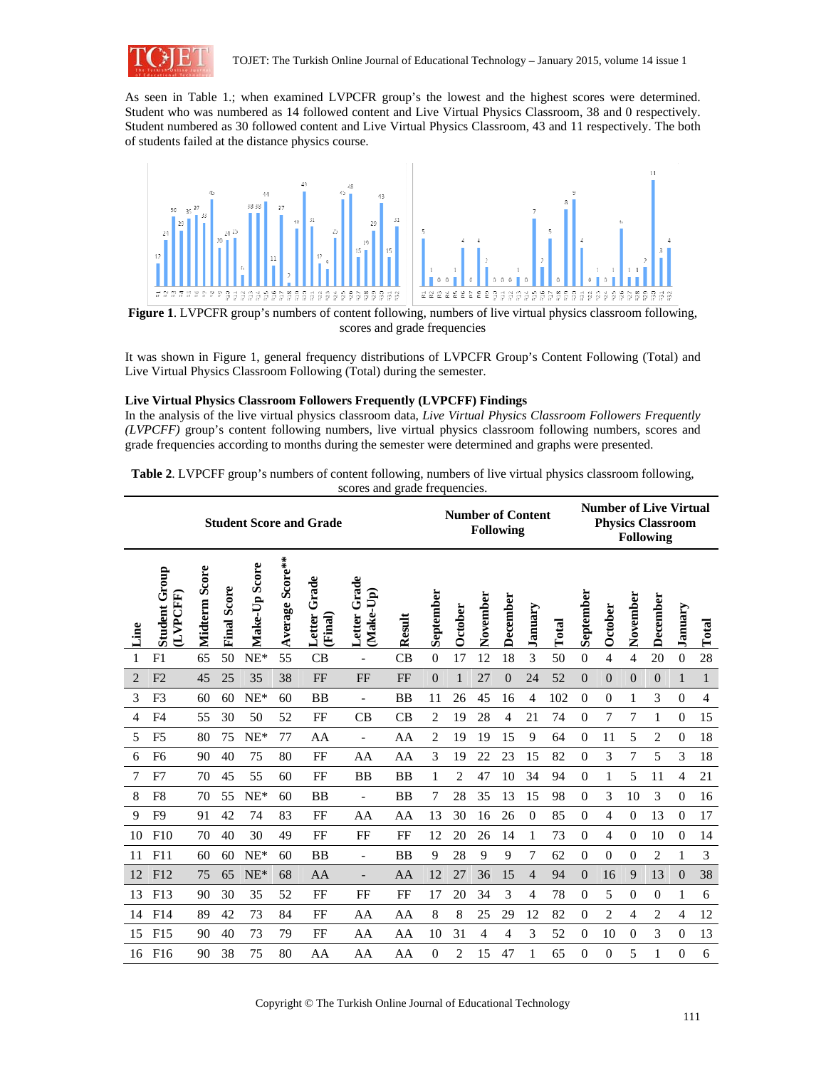As seen in Table 1.; when examined LVPCFR group's the lowest and the highest scores were determined. Student who was numbered as 14 followed content and Live Virtual Physics Classroom, 38 and 0 respectively. Student numbered as 30 followed content and Live Virtual Physics Classroom, 43 and 11 respectively. The both of students failed at the distance physics course.

**Figure 1**. LVPCFR group's numbers of content following, numbers of live virtual physics classroom following, scores and grade frequencies

It was shown in Figure 1, general frequency distributions of LVPCFR Group's Content Following (Total) and Live Virtual Physics Classroom Following (Total) during the semester.

### Live Virtual Physics Classroom Followers Frequently (LVPCFF) Findings

In the analysis of the live virtual physics classroom data, *Live Virtual Physics Classroom Followers Frequently (LVPCFF)* group's content following numbers, live virtual physics classroom following numbers, scores and grade frequencies according to months during the semester were determined and graphs were presented.

**Table 2**. LVPCFF group's numbers of content following, numbers of live virtual physics classroom following, scores and grade frequencies.

| Student Score and Grade | | | | | | | | | Number of Content Following | | | | | | Number of Live Virtual Physics Classroom Following | | | | | |
|---|---|---|---|---|---|---|---|---|---|---|---|---|---|---|---|---|---|---|---|---|
| Line | Student Group (LVPCFF) | Midterm Score | Final Score | Make-Up Score | Average Score** | Letter Grade (Final) | Letter Grade (Make-Up) | Result | September | October | November | December | January | Total | September | October | November | December | January | Total |
| 1 | F1 | 65 | 50 | NE* | 55 | CB | - | CB | 0 | 17 | 12 | 18 | 3 | 50 | 0 | 4 | 4 | 20 | 0 | 28 |
| 2 | F2 | 45 | 25 | 35 | 38 | FF | FF | FF | 0 | 1 | 27 | 0 | 24 | 52 | 0 | 0 | 0 | 0 | 1 | 1 |
| 3 | F3 | 60 | 60 | NE* | 60 | BB | - | BB | 11 | 26 | 45 | 16 | 4 | 102 | 0 | 0 | 1 | 3 | 0 | 4 |
| 4 | F4 | 55 | 30 | 50 | 52 | FF | CB | CB | 2 | 19 | 28 | 4 | 21 | 74 | 0 | 7 | 7 | 1 | 0 | 15 |
| 5 | F5 | 80 | 75 | NE* | 77 | AA | - | AA | 2 | 19 | 19 | 15 | 9 | 64 | 0 | 11 | 5 | 2 | 0 | 18 |
| 6 | F6 | 90 | 40 | 75 | 80 | FF | AA | AA | 3 | 19 | 22 | 23 | 15 | 82 | 0 | 3 | 7 | 5 | 3 | 18 |
| 7 | F7 | 70 | 45 | 55 | 60 | FF | BB | BB | 1 | 2 | 47 | 10 | 34 | 94 | 0 | 1 | 5 | 11 | 4 | 21 |
| 8 | F8 | 70 | 55 | NE* | 60 | BB | - | BB | 7 | 28 | 35 | 13 | 15 | 98 | 0 | 3 | 10 | 3 | 0 | 16 |
| 9 | F9 | 91 | 42 | 74 | 83 | FF | AA | AA | 13 | 30 | 16 | 26 | 0 | 85 | 0 | 4 | 0 | 13 | 0 | 17 |
| 10 | F10 | 70 | 40 | 30 | 49 | FF | FF | FF | 12 | 20 | 26 | 14 | 1 | 73 | 0 | 4 | 0 | 10 | 0 | 14 |
| 11 | F11 | 60 | 60 | NE* | 60 | BB | - | BB | 9 | 28 | 9 | 9 | 7 | 62 | 0 | 0 | 0 | 2 | 1 | 3 |
| 12 | F12 | 75 | 65 | NE* | 68 | AA | - | AA | 12 | 27 | 36 | 15 | 4 | 94 | 0 | 16 | 9 | 13 | 0 | 38 |
| 13 | F13 | 90 | 30 | 35 | 52 | FF | FF | FF | 17 | 20 | 34 | 3 | 4 | 78 | 0 | 5 | 0 | 0 | 1 | 6 |
| 14 | F14 | 89 | 42 | 73 | 84 | FF | AA | AA | 8 | 8 | 25 | 29 | 12 | 82 | 0 | 2 | 4 | 2 | 4 | 12 |
| 15 | F15 | 90 | 40 | 73 | 79 | FF | AA | AA | 10 | 31 | 4 | 4 | 3 | 52 | 0 | 10 | 0 | 3 | 0 | 13 |
| 16 | F16 | 90 | 38 | 75 | 80 | AA | AA | AA | 0 | 2 | 15 | 47 | 1 | 65 | 0 | 0 | 5 | 1 | 0 | 6 |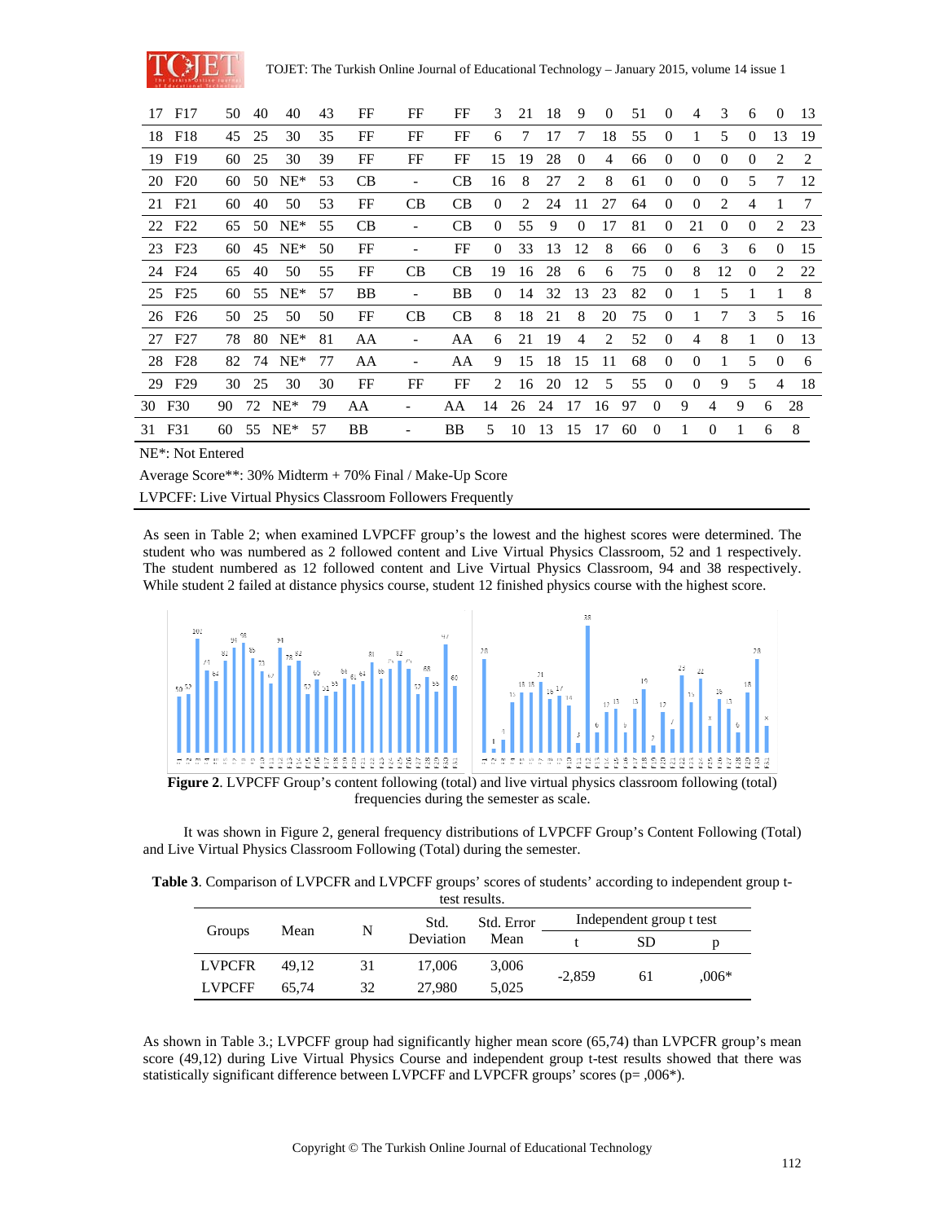| 17 | F17 | 50 | 40 | 40 | 43 | FF | FF | FF | 3 | 21 | 18 | 9 | 0 | 51 | 0 | 4 | 3 | 6 | 0 | 13 |
|---|---|---|---|---|---|---|---|---|---|---|---|---|---|---|---|---|---|---|---|---|
| 18 | F18 | 45 | 25 | 30 | 35 | FF | FF | FF | 6 | 7 | 17 | 7 | 18 | 55 | 0 | 1 | 5 | 0 | 13 | 19 |
| 19 | F19 | 60 | 25 | 30 | 39 | FF | FF | FF | 15 | 19 | 28 | 0 | 4 | 66 | 0 | 0 | 0 | 0 | 2 | 2 |
| 20 | F20 | 60 | 50 | NE* | 53 | CB | - | CB | 16 | 8 | 27 | 2 | 8 | 61 | 0 | 0 | 0 | 5 | 7 | 12 |
| 21 | F21 | 60 | 40 | 50 | 53 | FF | CB | CB | 0 | 2 | 24 | 11 | 27 | 64 | 0 | 0 | 2 | 4 | 1 | 7 |
| 22 | F22 | 65 | 50 | NE* | 55 | CB | - | CB | 0 | 55 | 9 | 0 | 17 | 81 | 0 | 21 | 0 | 0 | 2 | 23 |
| 23 | F23 | 60 | 45 | NE* | 50 | FF | - | FF | 0 | 33 | 13 | 12 | 8 | 66 | 0 | 6 | 3 | 6 | 0 | 15 |
| 24 | F24 | 65 | 40 | 50 | 55 | FF | CB | CB | 19 | 16 | 28 | 6 | 6 | 75 | 0 | 8 | 12 | 0 | 2 | 22 |
| 25 | F25 | 60 | 55 | NE* | 57 | BB | - | BB | 0 | 14 | 32 | 13 | 23 | 82 | 0 | 1 | 5 | 1 | 1 | 8 |
| 26 | F26 | 50 | 25 | 50 | 50 | FF | CB | CB | 8 | 18 | 21 | 8 | 20 | 75 | 0 | 1 | 7 | 3 | 5 | 16 |
| 27 | F27 | 78 | 80 | NE* | 81 | AA | - | AA | 6 | 21 | 19 | 4 | 2 | 52 | 0 | 4 | 8 | 1 | 0 | 13 |
| 28 | F28 | 82 | 74 | NE* | 77 | AA | - | AA | 9 | 15 | 18 | 15 | 11 | 68 | 0 | 0 | 1 | 5 | 0 | 6 |
| 29 | F29 | 30 | 25 | 30 | 30 | FF | FF | FF | 2 | 16 | 20 | 12 | 5 | 55 | 0 | 0 | 9 | 5 | 4 | 18 |
| 30 | F30 | 90 | 72 | NE* | 79 | AA | - | AA | 14 | 26 | 24 | 17 | 16 | 97 | 0 | 9 | 4 | 9 | 6 | 28 |
| 31 | F31 | 60 | 55 | NE* | 57 | BB | - | BB | 5 | 10 | 13 | 15 | 17 | 60 | 0 | 1 | 0 | 1 | 6 | 8 |

NE*: Not Entered

Average Score**: 30% Midterm + 70% Final / Make-Up Score

LVPCFF: Live Virtual Physics Classroom Followers Frequently

As seen in Table 2; when examined LVPCFF group's the lowest and the highest scores were determined. The student who was numbered as 2 followed content and Live Virtual Physics Classroom, 52 and 1 respectively. The student numbered as 12 followed content and Live Virtual Physics Classroom, 94 and 38 respectively. While student 2 failed at distance physics course, student 12 finished physics course with the highest score.

**Figure 2**. LVPCFF Group's content following (total) and live virtual physics classroom following (total) frequencies during the semester as scale.

It was shown in Figure 2, general frequency distributions of LVPCFF Group's Content Following (Total) and Live Virtual Physics Classroom Following (Total) during the semester.

**Table 3**. Comparison of LVPCFR and LVPCFF groups' scores of students' according to independent group t-test results.

| Groups | Mean | N | Std. Deviation | Std. Error Mean | Independent group t test | | |
|---|---|---|---|---|---|---|---|
| | | | | | t | SD | p |
| LVPCFR | 49,12 | 31 | 17,006 | 3,006 | -2,859 | 61 | ,006* |
| LVPCFF | 65,74 | 32 | 27,980 | 5,025 | | | |

As shown in Table 3.; LVPCFF group had significantly higher mean score (65,74) than LVPCFR group's mean score (49,12) during Live Virtual Physics Course and independent group t-test results showed that there was statistically significant difference between LVPCFF and LVPCFR groups' scores (p= ,006*).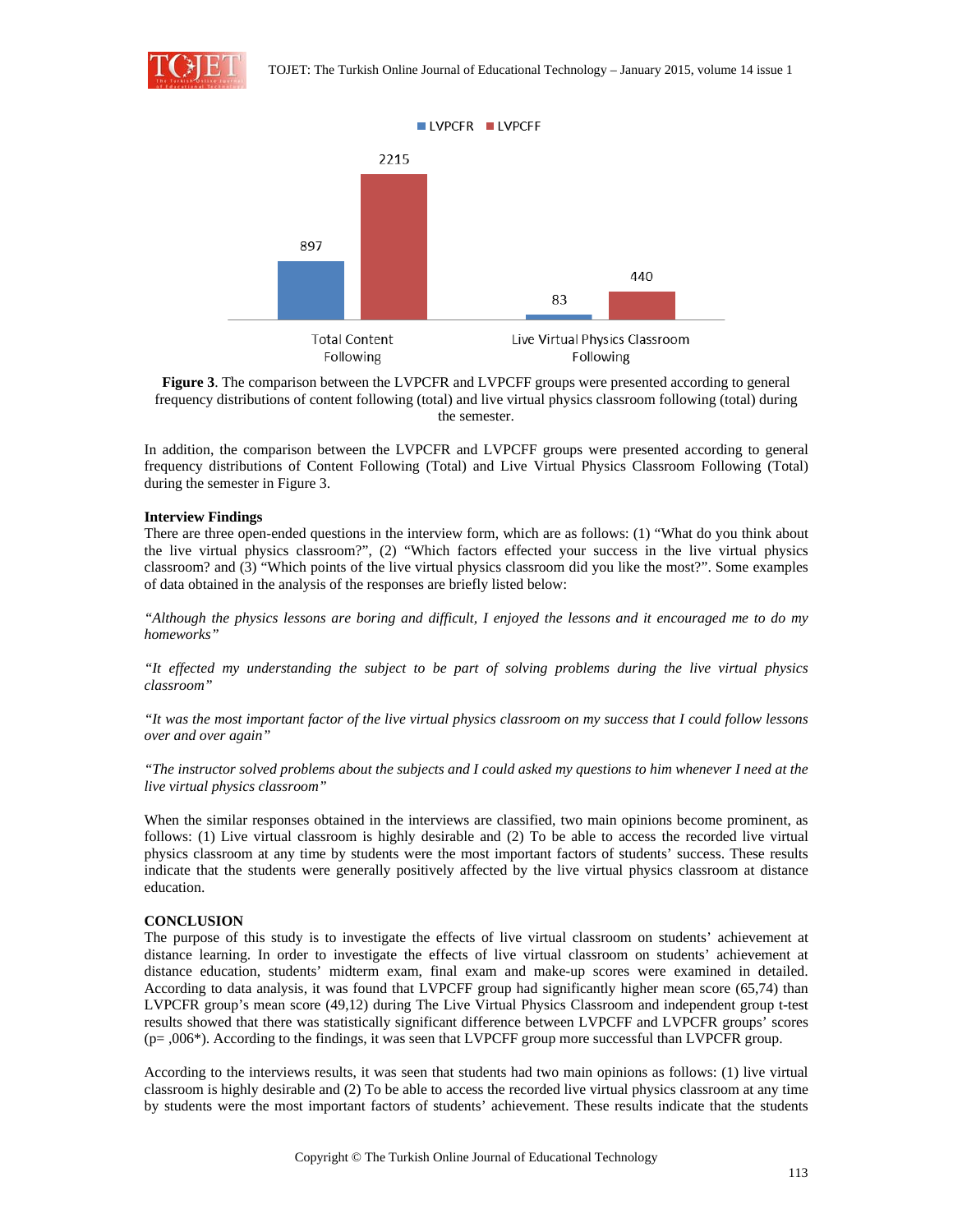**Figure 3**. The comparison between the LVPCFR and LVPCFF groups were presented according to general frequency distributions of content following (total) and live virtual physics classroom following (total) during the semester.

In addition, the comparison between the LVPCFR and LVPCFF groups were presented according to general frequency distributions of Content Following (Total) and Live Virtual Physics Classroom Following (Total) during the semester in Figure 3.

**Interview Findings**

There are three open-ended questions in the interview form, which are as follows: (1) "What do you think about the live virtual physics classroom?", (2) "Which factors effected your success in the live virtual physics classroom? and (3) "Which points of the live virtual physics classroom did you like the most?". Some examples of data obtained in the analysis of the responses are briefly listed below:

*"Although the physics lessons are boring and difficult, I enjoyed the lessons and it encouraged me to do my homeworks"*

*"It effected my understanding the subject to be part of solving problems during the live virtual physics classroom"*

*"It was the most important factor of the live virtual physics classroom on my success that I could follow lessons over and over again"*

*"The instructor solved problems about the subjects and I could asked my questions to him whenever I need at the live virtual physics classroom"*

When the similar responses obtained in the interviews are classified, two main opinions become prominent, as follows: (1) Live virtual classroom is highly desirable and (2) To be able to access the recorded live virtual physics classroom at any time by students were the most important factors of students' success. These results indicate that the students were generally positively affected by the live virtual physics classroom at distance education.

## CONCLUSION

The purpose of this study is to investigate the effects of live virtual classroom on students' achievement at distance learning. In order to investigate the effects of live virtual classroom on students' achievement at distance education, students' midterm exam, final exam and make-up scores were examined in detailed. According to data analysis, it was found that LVPCFF group had significantly higher mean score (65,74) than LVPCFR group's mean score (49,12) during The Live Virtual Physics Classroom and independent group t-test results showed that there was statistically significant difference between LVPCFF and LVPCFR groups' scores (p= ,006*). According to the findings, it was seen that LVPCFF group more successful than LVPCFR group.

According to the interviews results, it was seen that students had two main opinions as follows: (1) live virtual classroom is highly desirable and (2) To be able to access the recorded live virtual physics classroom at any time by students were the most important factors of students' achievement. These results indicate that the students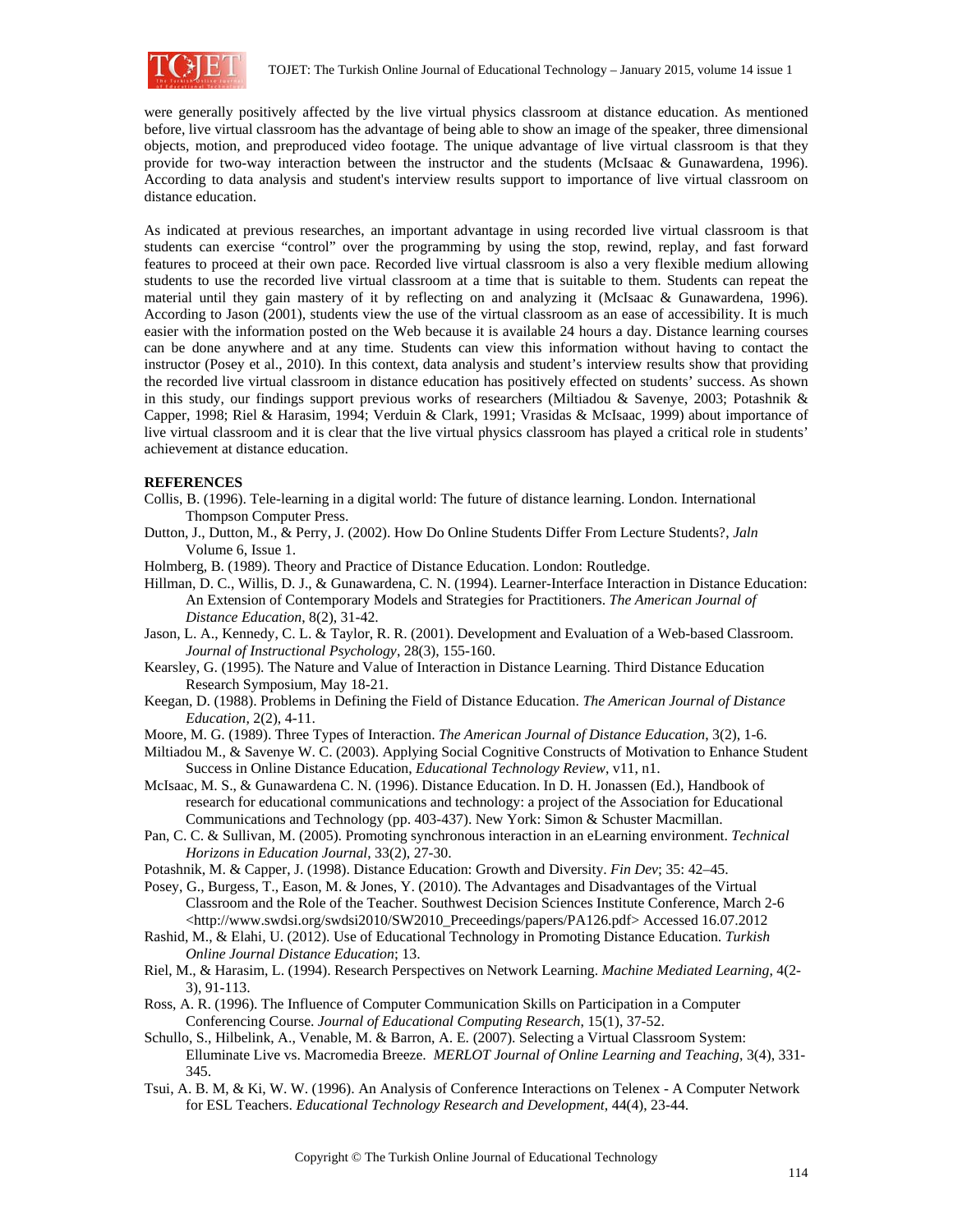were generally positively affected by the live virtual physics classroom at distance education. As mentioned before, live virtual classroom has the advantage of being able to show an image of the speaker, three dimensional objects, motion, and preproduced video footage. The unique advantage of live virtual classroom is that they provide for two-way interaction between the instructor and the students (McIsaac & Gunawardena, 1996). According to data analysis and student's interview results support to importance of live virtual classroom on distance education.

As indicated at previous researches, an important advantage in using recorded live virtual classroom is that students can exercise "control" over the programming by using the stop, rewind, replay, and fast forward features to proceed at their own pace. Recorded live virtual classroom is also a very flexible medium allowing students to use the recorded live virtual classroom at a time that is suitable to them. Students can repeat the material until they gain mastery of it by reflecting on and analyzing it (McIsaac & Gunawardena, 1996). According to Jason (2001), students view the use of the virtual classroom as an ease of accessibility. It is much easier with the information posted on the Web because it is available 24 hours a day. Distance learning courses can be done anywhere and at any time. Students can view this information without having to contact the instructor (Posey et al., 2010). In this context, data analysis and student's interview results show that providing the recorded live virtual classroom in distance education has positively effected on students' success. As shown in this study, our findings support previous works of researchers (Miltiadou & Savenye, 2003; Potashnik & Capper, 1998; Riel & Harasim, 1994; Verduin & Clark, 1991; Vrasidas & McIsaac, 1999) about importance of live virtual classroom and it is clear that the live virtual physics classroom has played a critical role in students' achievement at distance education.

## REFERENCES

Collis, B. (1996). Tele-learning in a digital world: The future of distance learning. London. International Thompson Computer Press.

Dutton, J., Dutton, M., & Perry, J. (2002). How Do Online Students Differ From Lecture Students?, *Jaln* Volume 6, Issue 1.

Holmberg, B. (1989). Theory and Practice of Distance Education. London: Routledge.

Hillman, D. C., Willis, D. J., & Gunawardena, C. N. (1994). Learner-Interface Interaction in Distance Education: An Extension of Contemporary Models and Strategies for Practitioners. *The American Journal of Distance Education*, 8(2), 31-42.

Jason, L. A., Kennedy, C. L. & Taylor, R. R. (2001). Development and Evaluation of a Web-based Classroom. *Journal of Instructional Psychology*, 28(3), 155-160.

Kearsley, G. (1995). The Nature and Value of Interaction in Distance Learning. Third Distance Education Research Symposium, May 18-21.

Keegan, D. (1988). Problems in Defining the Field of Distance Education. *The American Journal of Distance Education*, 2(2), 4-11.

Moore, M. G. (1989). Three Types of Interaction. *The American Journal of Distance Education*, 3(2), 1-6.

Miltiadou M., & Savenye W. C. (2003). Applying Social Cognitive Constructs of Motivation to Enhance Student Success in Online Distance Education, *Educational Technology Review*, v11, n1.

McIsaac, M. S., & Gunawardena C. N. (1996). Distance Education. In D. H. Jonassen (Ed.), Handbook of research for educational communications and technology: a project of the Association for Educational Communications and Technology (pp. 403-437). New York: Simon & Schuster Macmillan.

Pan, C. C. & Sullivan, M. (2005). Promoting synchronous interaction in an eLearning environment. *Technical Horizons in Education Journal*, 33(2), 27-30.

Potashnik, M. & Capper, J. (1998). Distance Education: Growth and Diversity. *Fin Dev*; 35: 42–45.

Posey, G., Burgess, T., Eason, M. & Jones, Y. (2010). The Advantages and Disadvantages of the Virtual Classroom and the Role of the Teacher. Southwest Decision Sciences Institute Conference, March 2-6 <http://www.swdsi.org/swdsi2010/SW2010_Preceedings/papers/PA126.pdf> Accessed 16.07.2012

Rashid, M., & Elahi, U. (2012). Use of Educational Technology in Promoting Distance Education. *Turkish Online Journal Distance Education*; 13.

Riel, M., & Harasim, L. (1994). Research Perspectives on Network Learning. *Machine Mediated Learning*, 4(2-3), 91-113.

Ross, A. R. (1996). The Influence of Computer Communication Skills on Participation in a Computer Conferencing Course. *Journal of Educational Computing Research*, 15(1), 37-52.

Schullo, S., Hilbelink, A., Venable, M. & Barron, A. E. (2007). Selecting a Virtual Classroom System: Elluminate Live vs. Macromedia Breeze. *MERLOT Journal of Online Learning and Teaching*, 3(4), 331-345.

Tsui, A. B. M, & Ki, W. W. (1996). An Analysis of Conference Interactions on Telenex - A Computer Network for ESL Teachers. *Educational Technology Research and Development*, 44(4), 23-44.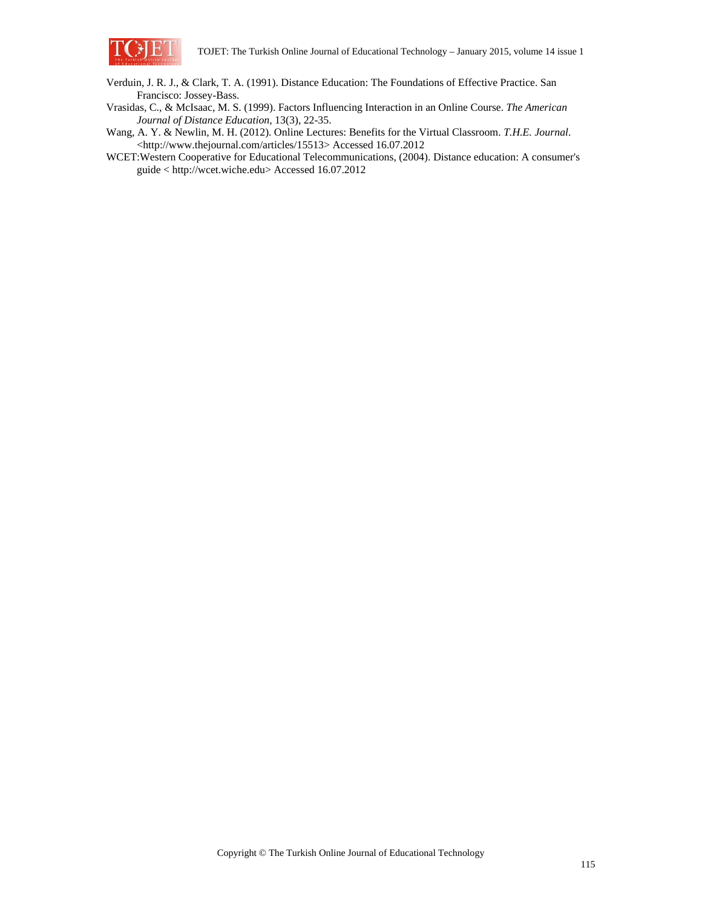Verduin, J. R. J., & Clark, T. A. (1991). Distance Education: The Foundations of Effective Practice. San Francisco: Jossey-Bass.

Vrasidas, C., & McIsaac, M. S. (1999). Factors Influencing Interaction in an Online Course. *The American Journal of Distance Education*, 13(3), 22-35.

Wang, A. Y. & Newlin, M. H. (2012). Online Lectures: Benefits for the Virtual Classroom. *T.H.E. Journal*. <http://www.thejournal.com/articles/15513> Accessed 16.07.2012

WCET:Western Cooperative for Educational Telecommunications, (2004). Distance education: A consumer's guide < http://wcet.wiche.edu> Accessed 16.07.2012